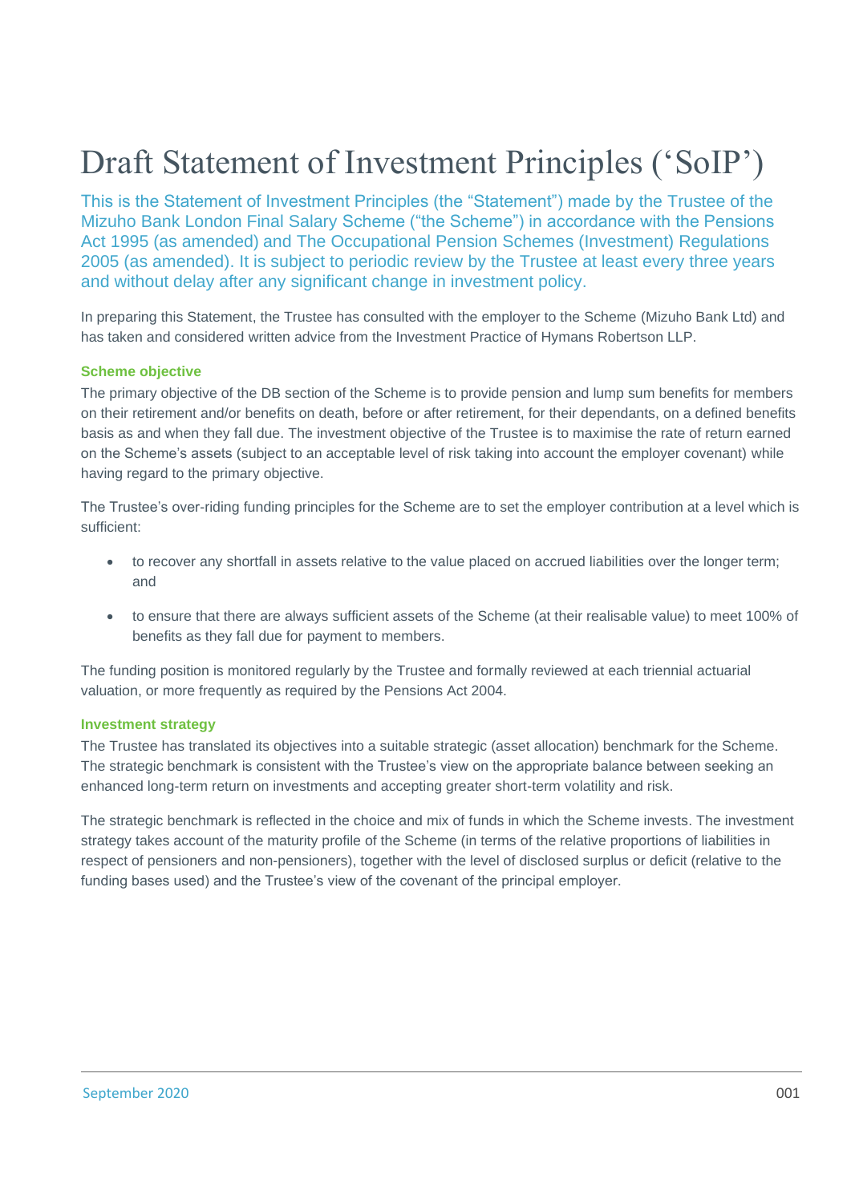# Draft Statement of Investment Principles ('SoIP')

This is the Statement of Investment Principles (the "Statement") made by the Trustee of the Mizuho Bank London Final Salary Scheme ("the Scheme") in accordance with the Pensions Act 1995 (as amended) and The Occupational Pension Schemes (Investment) Regulations 2005 (as amended). It is subject to periodic review by the Trustee at least every three years and without delay after any significant change in investment policy.

In preparing this Statement, the Trustee has consulted with the employer to the Scheme (Mizuho Bank Ltd) and has taken and considered written advice from the Investment Practice of Hymans Robertson LLP.

### Scheme objective

The primary objective of the DB section of the Scheme is to provide pension and lump sum benefits for members on their retirement and/or benefits on death, before or after retirement, for their dependants, on a defined benefits basis as and when they fall due. The investment objective of the Trustee is to maximise the rate of return earned on the Scheme's assets (subject to an acceptable level of risk taking into account the employer covenant) while having regard to the primary objective.

The Trustee's over-riding funding principles for the Scheme are to set the employer contribution at a level which is sufficient:

- to recover any shortfall in assets relative to the value placed on accrued liabilities over the longer term; and
- to ensure that there are always sufficient assets of the Scheme (at their realisable value) to meet 100% of benefits as they fall due for payment to members.

The funding position is monitored regularly by the Trustee and formally reviewed at each triennial actuarial valuation, or more frequently as required by the Pensions Act 2004.

### Investment strategy

The Trustee has translated its objectives into a suitable strategic (asset allocation) benchmark for the Scheme. The strategic benchmark is consistent with the Trustee's view on the appropriate balance between seeking an enhanced long-term return on investments and accepting greater short-term volatility and risk.

The strategic benchmark is reflected in the choice and mix of funds in which the Scheme invests. The investment strategy takes account of the maturity profile of the Scheme (in terms of the relative proportions of liabilities in respect of pensioners and non-pensioners), together with the level of disclosed surplus or deficit (relative to the funding bases used) and the Trustee's view of the covenant of the principal employer.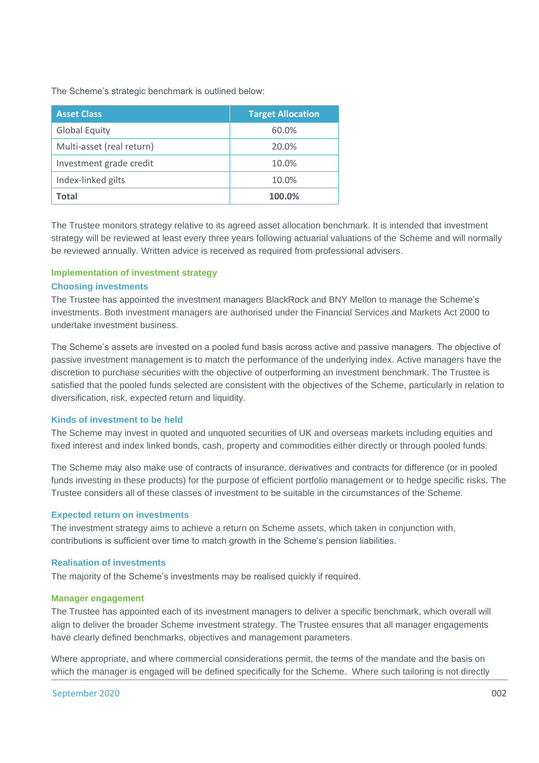The Scheme's strategic benchmark is outlined below:

| Asset Class | Target Allocation |
|---|---|
| Global Equity | 60.0% |
| Multi-asset (real return) | 20.0% |
| Investment grade credit | 10.0% |
| Index-linked gilts | 10.0% |
| **Total** | **100.0%** |

The Trustee monitors strategy relative to its agreed asset allocation benchmark. It is intended that investment strategy will be reviewed at least every three years following actuarial valuations of the Scheme and will normally be reviewed annually. Written advice is received as required from professional advisers.

## Implementation of investment strategy

### Choosing investments

The Trustee has appointed the investment managers BlackRock and BNY Mellon to manage the Scheme's investments. Both investment managers are authorised under the Financial Services and Markets Act 2000 to undertake investment business.

The Scheme's assets are invested on a pooled fund basis across active and passive managers. The objective of passive investment management is to match the performance of the underlying index. Active managers have the discretion to purchase securities with the objective of outperforming an investment benchmark. The Trustee is satisfied that the pooled funds selected are consistent with the objectives of the Scheme, particularly in relation to diversification, risk, expected return and liquidity.

### Kinds of investment to be held

The Scheme may invest in quoted and unquoted securities of UK and overseas markets including equities and fixed interest and index linked bonds, cash, property and commodities either directly or through pooled funds.

The Scheme may also make use of contracts of insurance, derivatives and contracts for difference (or in pooled funds investing in these products) for the purpose of efficient portfolio management or to hedge specific risks. The Trustee considers all of these classes of investment to be suitable in the circumstances of the Scheme.

### Expected return on investments

The investment strategy aims to achieve a return on Scheme assets, which taken in conjunction with, contributions is sufficient over time to match growth in the Scheme's pension liabilities.

### Realisation of investments

The majority of the Scheme's investments may be realised quickly if required.

## Manager engagement

The Trustee has appointed each of its investment managers to deliver a specific benchmark, which overall will align to deliver the broader Scheme investment strategy. The Trustee ensures that all manager engagements have clearly defined benchmarks, objectives and management parameters.

Where appropriate, and where commercial considerations permit, the terms of the mandate and the basis on which the manager is engaged will be defined specifically for the Scheme. Where such tailoring is not directly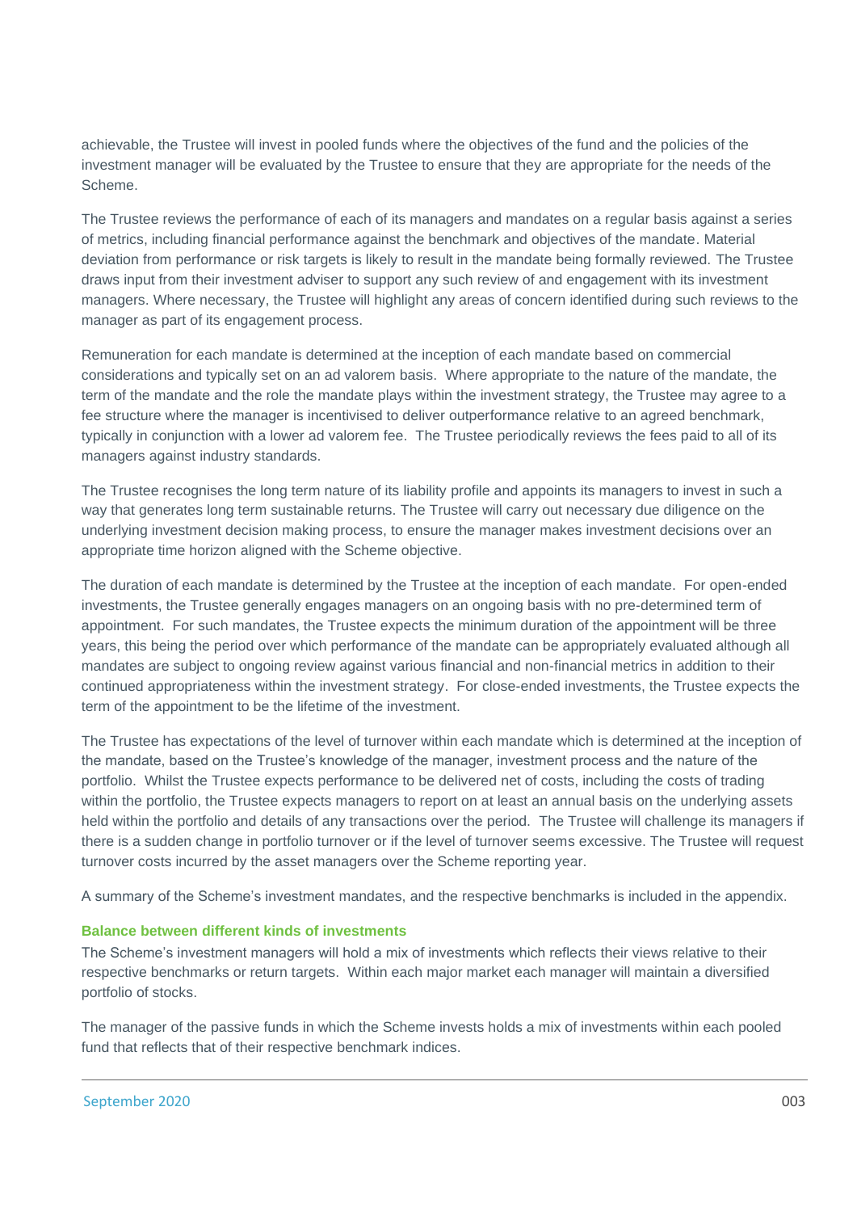achievable, the Trustee will invest in pooled funds where the objectives of the fund and the policies of the investment manager will be evaluated by the Trustee to ensure that they are appropriate for the needs of the Scheme.

The Trustee reviews the performance of each of its managers and mandates on a regular basis against a series of metrics, including financial performance against the benchmark and objectives of the mandate. Material deviation from performance or risk targets is likely to result in the mandate being formally reviewed. The Trustee draws input from their investment adviser to support any such review of and engagement with its investment managers. Where necessary, the Trustee will highlight any areas of concern identified during such reviews to the manager as part of its engagement process.

Remuneration for each mandate is determined at the inception of each mandate based on commercial considerations and typically set on an ad valorem basis. Where appropriate to the nature of the mandate, the term of the mandate and the role the mandate plays within the investment strategy, the Trustee may agree to a fee structure where the manager is incentivised to deliver outperformance relative to an agreed benchmark, typically in conjunction with a lower ad valorem fee. The Trustee periodically reviews the fees paid to all of its managers against industry standards.

The Trustee recognises the long term nature of its liability profile and appoints its managers to invest in such a way that generates long term sustainable returns. The Trustee will carry out necessary due diligence on the underlying investment decision making process, to ensure the manager makes investment decisions over an appropriate time horizon aligned with the Scheme objective.

The duration of each mandate is determined by the Trustee at the inception of each mandate. For open-ended investments, the Trustee generally engages managers on an ongoing basis with no pre-determined term of appointment. For such mandates, the Trustee expects the minimum duration of the appointment will be three years, this being the period over which performance of the mandate can be appropriately evaluated although all mandates are subject to ongoing review against various financial and non-financial metrics in addition to their continued appropriateness within the investment strategy. For close-ended investments, the Trustee expects the term of the appointment to be the lifetime of the investment.

The Trustee has expectations of the level of turnover within each mandate which is determined at the inception of the mandate, based on the Trustee's knowledge of the manager, investment process and the nature of the portfolio. Whilst the Trustee expects performance to be delivered net of costs, including the costs of trading within the portfolio, the Trustee expects managers to report on at least an annual basis on the underlying assets held within the portfolio and details of any transactions over the period. The Trustee will challenge its managers if there is a sudden change in portfolio turnover or if the level of turnover seems excessive. The Trustee will request turnover costs incurred by the asset managers over the Scheme reporting year.

A summary of the Scheme's investment mandates, and the respective benchmarks is included in the appendix.

### Balance between different kinds of investments

The Scheme's investment managers will hold a mix of investments which reflects their views relative to their respective benchmarks or return targets. Within each major market each manager will maintain a diversified portfolio of stocks.

The manager of the passive funds in which the Scheme invests holds a mix of investments within each pooled fund that reflects that of their respective benchmark indices.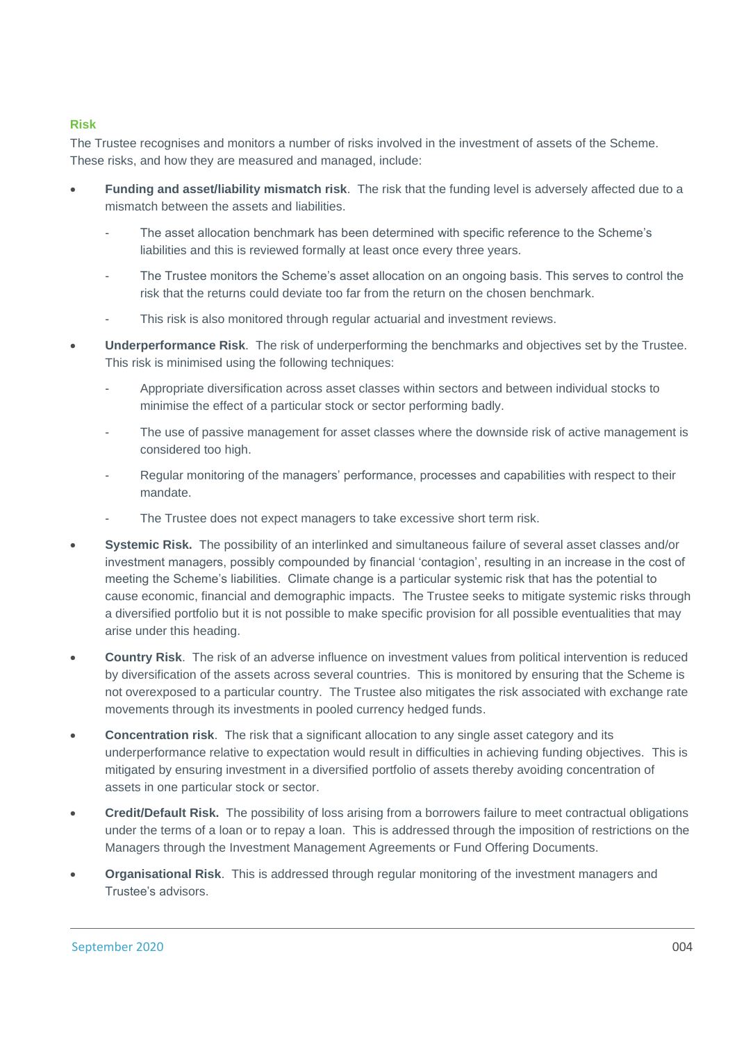## Risk

The Trustee recognises and monitors a number of risks involved in the investment of assets of the Scheme. These risks, and how they are measured and managed, include:

- **Funding and asset/liability mismatch risk**. The risk that the funding level is adversely affected due to a mismatch between the assets and liabilities.
  - The asset allocation benchmark has been determined with specific reference to the Scheme's liabilities and this is reviewed formally at least once every three years.
  - The Trustee monitors the Scheme's asset allocation on an ongoing basis. This serves to control the risk that the returns could deviate too far from the return on the chosen benchmark.
  - This risk is also monitored through regular actuarial and investment reviews.
- **Underperformance Risk**. The risk of underperforming the benchmarks and objectives set by the Trustee. This risk is minimised using the following techniques:
  - Appropriate diversification across asset classes within sectors and between individual stocks to minimise the effect of a particular stock or sector performing badly.
  - The use of passive management for asset classes where the downside risk of active management is considered too high.
  - Regular monitoring of the managers' performance, processes and capabilities with respect to their mandate.
  - The Trustee does not expect managers to take excessive short term risk.
- **Systemic Risk.** The possibility of an interlinked and simultaneous failure of several asset classes and/or investment managers, possibly compounded by financial 'contagion', resulting in an increase in the cost of meeting the Scheme's liabilities. Climate change is a particular systemic risk that has the potential to cause economic, financial and demographic impacts. The Trustee seeks to mitigate systemic risks through a diversified portfolio but it is not possible to make specific provision for all possible eventualities that may arise under this heading.
- **Country Risk**. The risk of an adverse influence on investment values from political intervention is reduced by diversification of the assets across several countries. This is monitored by ensuring that the Scheme is not overexposed to a particular country. The Trustee also mitigates the risk associated with exchange rate movements through its investments in pooled currency hedged funds.
- **Concentration risk**. The risk that a significant allocation to any single asset category and its underperformance relative to expectation would result in difficulties in achieving funding objectives. This is mitigated by ensuring investment in a diversified portfolio of assets thereby avoiding concentration of assets in one particular stock or sector.
- **Credit/Default Risk.** The possibility of loss arising from a borrowers failure to meet contractual obligations under the terms of a loan or to repay a loan. This is addressed through the imposition of restrictions on the Managers through the Investment Management Agreements or Fund Offering Documents.
- **Organisational Risk**. This is addressed through regular monitoring of the investment managers and Trustee's advisors.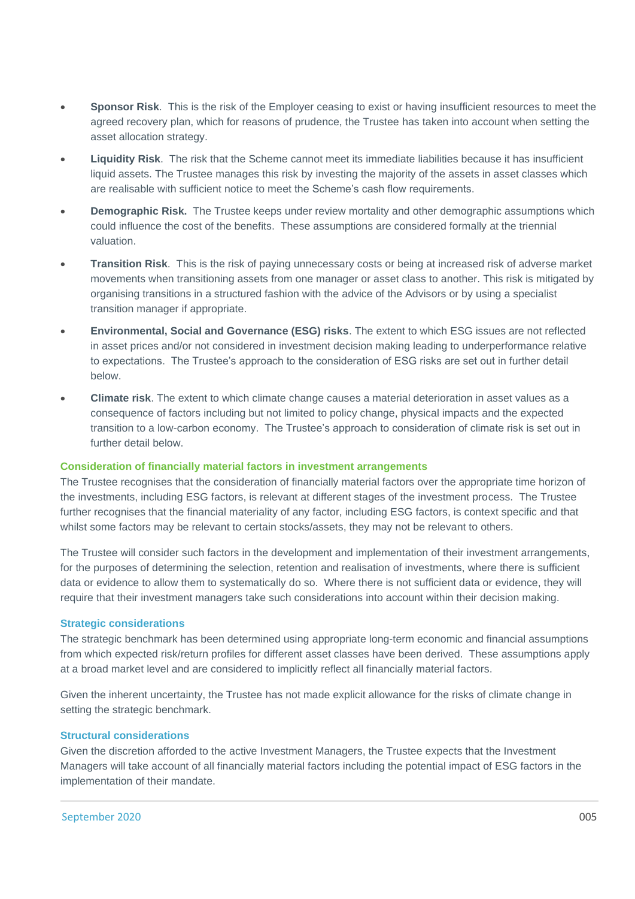- **Sponsor Risk**. This is the risk of the Employer ceasing to exist or having insufficient resources to meet the agreed recovery plan, which for reasons of prudence, the Trustee has taken into account when setting the asset allocation strategy.
- **Liquidity Risk**. The risk that the Scheme cannot meet its immediate liabilities because it has insufficient liquid assets. The Trustee manages this risk by investing the majority of the assets in asset classes which are realisable with sufficient notice to meet the Scheme's cash flow requirements.
- **Demographic Risk.** The Trustee keeps under review mortality and other demographic assumptions which could influence the cost of the benefits. These assumptions are considered formally at the triennial valuation.
- **Transition Risk**. This is the risk of paying unnecessary costs or being at increased risk of adverse market movements when transitioning assets from one manager or asset class to another. This risk is mitigated by organising transitions in a structured fashion with the advice of the Advisors or by using a specialist transition manager if appropriate.
- **Environmental, Social and Governance (ESG) risks**. The extent to which ESG issues are not reflected in asset prices and/or not considered in investment decision making leading to underperformance relative to expectations. The Trustee's approach to the consideration of ESG risks are set out in further detail below.
- **Climate risk**. The extent to which climate change causes a material deterioration in asset values as a consequence of factors including but not limited to policy change, physical impacts and the expected transition to a low-carbon economy. The Trustee's approach to consideration of climate risk is set out in further detail below.

### Consideration of financially material factors in investment arrangements

The Trustee recognises that the consideration of financially material factors over the appropriate time horizon of the investments, including ESG factors, is relevant at different stages of the investment process. The Trustee further recognises that the financial materiality of any factor, including ESG factors, is context specific and that whilst some factors may be relevant to certain stocks/assets, they may not be relevant to others.

The Trustee will consider such factors in the development and implementation of their investment arrangements, for the purposes of determining the selection, retention and realisation of investments, where there is sufficient data or evidence to allow them to systematically do so. Where there is not sufficient data or evidence, they will require that their investment managers take such considerations into account within their decision making.

### Strategic considerations

The strategic benchmark has been determined using appropriate long-term economic and financial assumptions from which expected risk/return profiles for different asset classes have been derived. These assumptions apply at a broad market level and are considered to implicitly reflect all financially material factors.

Given the inherent uncertainty, the Trustee has not made explicit allowance for the risks of climate change in setting the strategic benchmark.

### Structural considerations

Given the discretion afforded to the active Investment Managers, the Trustee expects that the Investment Managers will take account of all financially material factors including the potential impact of ESG factors in the implementation of their mandate.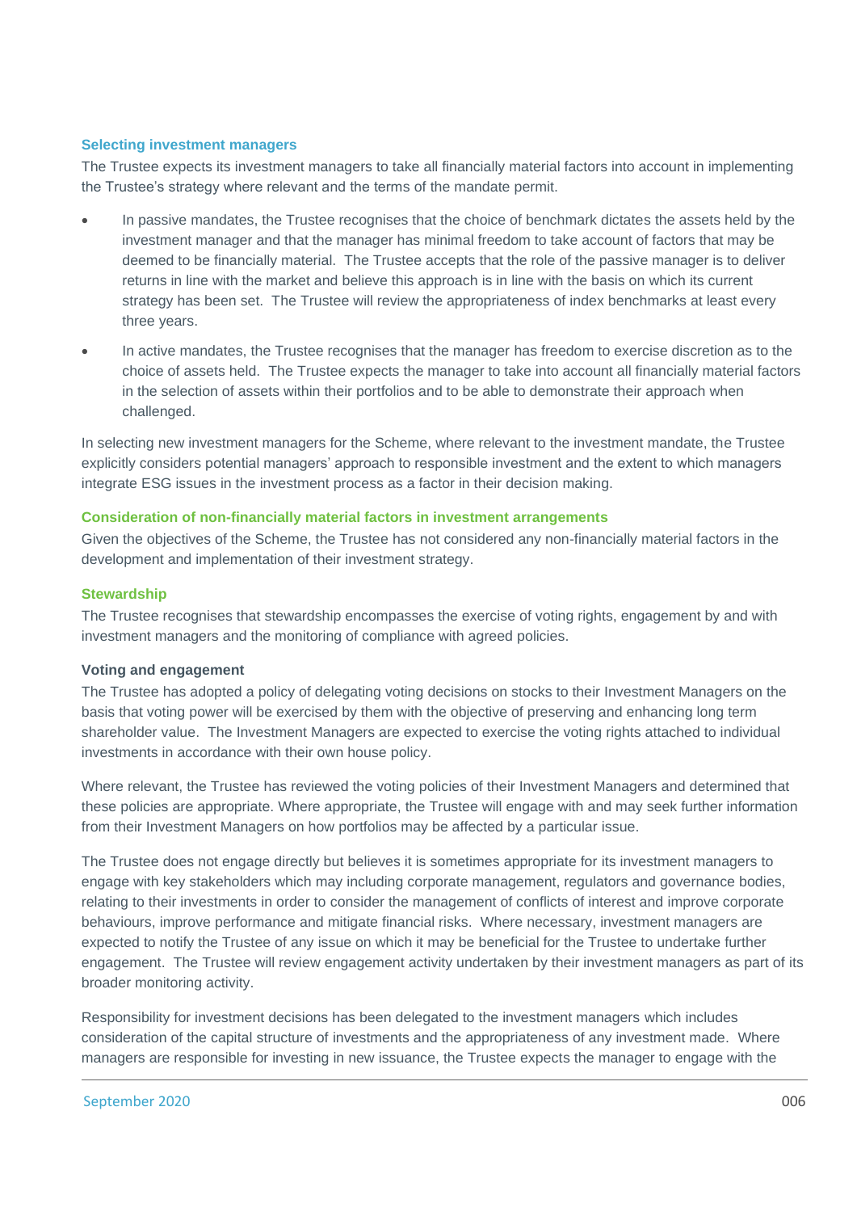### Selecting investment managers

The Trustee expects its investment managers to take all financially material factors into account in implementing the Trustee's strategy where relevant and the terms of the mandate permit.

- In passive mandates, the Trustee recognises that the choice of benchmark dictates the assets held by the investment manager and that the manager has minimal freedom to take account of factors that may be deemed to be financially material. The Trustee accepts that the role of the passive manager is to deliver returns in line with the market and believe this approach is in line with the basis on which its current strategy has been set. The Trustee will review the appropriateness of index benchmarks at least every three years.
- In active mandates, the Trustee recognises that the manager has freedom to exercise discretion as to the choice of assets held. The Trustee expects the manager to take into account all financially material factors in the selection of assets within their portfolios and to be able to demonstrate their approach when challenged.

In selecting new investment managers for the Scheme, where relevant to the investment mandate, the Trustee explicitly considers potential managers' approach to responsible investment and the extent to which managers integrate ESG issues in the investment process as a factor in their decision making.

### Consideration of non-financially material factors in investment arrangements

Given the objectives of the Scheme, the Trustee has not considered any non-financially material factors in the development and implementation of their investment strategy.

### Stewardship

The Trustee recognises that stewardship encompasses the exercise of voting rights, engagement by and with investment managers and the monitoring of compliance with agreed policies.

#### Voting and engagement

The Trustee has adopted a policy of delegating voting decisions on stocks to their Investment Managers on the basis that voting power will be exercised by them with the objective of preserving and enhancing long term shareholder value. The Investment Managers are expected to exercise the voting rights attached to individual investments in accordance with their own house policy.

Where relevant, the Trustee has reviewed the voting policies of their Investment Managers and determined that these policies are appropriate. Where appropriate, the Trustee will engage with and may seek further information from their Investment Managers on how portfolios may be affected by a particular issue.

The Trustee does not engage directly but believes it is sometimes appropriate for its investment managers to engage with key stakeholders which may including corporate management, regulators and governance bodies, relating to their investments in order to consider the management of conflicts of interest and improve corporate behaviours, improve performance and mitigate financial risks. Where necessary, investment managers are expected to notify the Trustee of any issue on which it may be beneficial for the Trustee to undertake further engagement. The Trustee will review engagement activity undertaken by their investment managers as part of its broader monitoring activity.

Responsibility for investment decisions has been delegated to the investment managers which includes consideration of the capital structure of investments and the appropriateness of any investment made. Where managers are responsible for investing in new issuance, the Trustee expects the manager to engage with the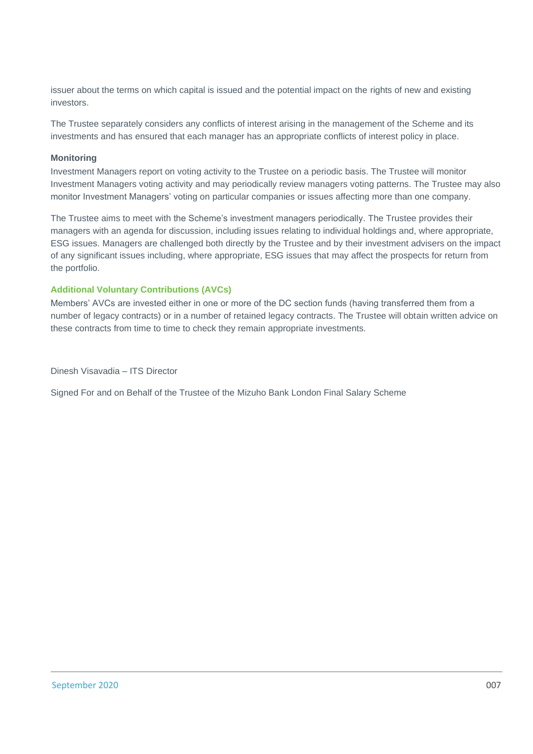issuer about the terms on which capital is issued and the potential impact on the rights of new and existing investors.

The Trustee separately considers any conflicts of interest arising in the management of the Scheme and its investments and has ensured that each manager has an appropriate conflicts of interest policy in place.

**Monitoring**

Investment Managers report on voting activity to the Trustee on a periodic basis. The Trustee will monitor Investment Managers voting activity and may periodically review managers voting patterns. The Trustee may also monitor Investment Managers' voting on particular companies or issues affecting more than one company.

The Trustee aims to meet with the Scheme's investment managers periodically. The Trustee provides their managers with an agenda for discussion, including issues relating to individual holdings and, where appropriate, ESG issues. Managers are challenged both directly by the Trustee and by their investment advisers on the impact of any significant issues including, where appropriate, ESG issues that may affect the prospects for return from the portfolio.

### Additional Voluntary Contributions (AVCs)

Members' AVCs are invested either in one or more of the DC section funds (having transferred them from a number of legacy contracts) or in a number of retained legacy contracts. The Trustee will obtain written advice on these contracts from time to time to check they remain appropriate investments.

Dinesh Visavadia – ITS Director

Signed For and on Behalf of the Trustee of the Mizuho Bank London Final Salary Scheme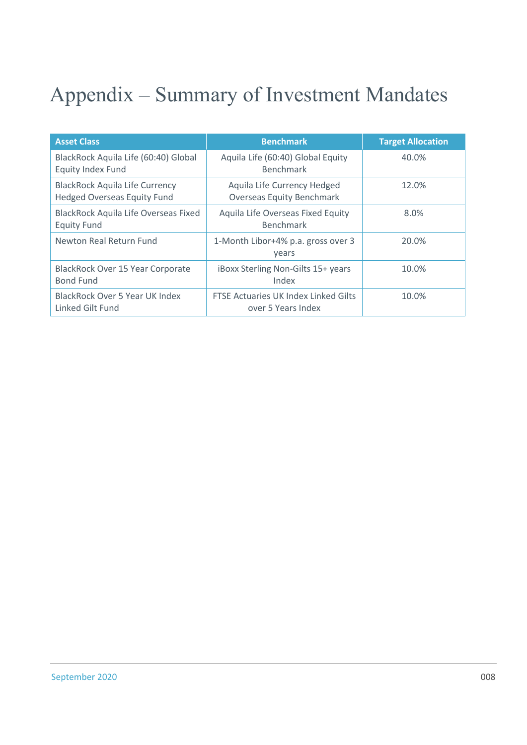# Appendix – Summary of Investment Mandates

| Asset Class | Benchmark | Target Allocation |
|---|---|---|
| BlackRock Aquila Life (60:40) Global Equity Index Fund | Aquila Life (60:40) Global Equity Benchmark | 40.0% |
| BlackRock Aquila Life Currency Hedged Overseas Equity Fund | Aquila Life Currency Hedged Overseas Equity Benchmark | 12.0% |
| BlackRock Aquila Life Overseas Fixed Equity Fund | Aquila Life Overseas Fixed Equity Benchmark | 8.0% |
| Newton Real Return Fund | 1-Month Libor+4% p.a. gross over 3 years | 20.0% |
| BlackRock Over 15 Year Corporate Bond Fund | iBoxx Sterling Non-Gilts 15+ years Index | 10.0% |
| BlackRock Over 5 Year UK Index Linked Gilt Fund | FTSE Actuaries UK Index Linked Gilts over 5 Years Index | 10.0% |